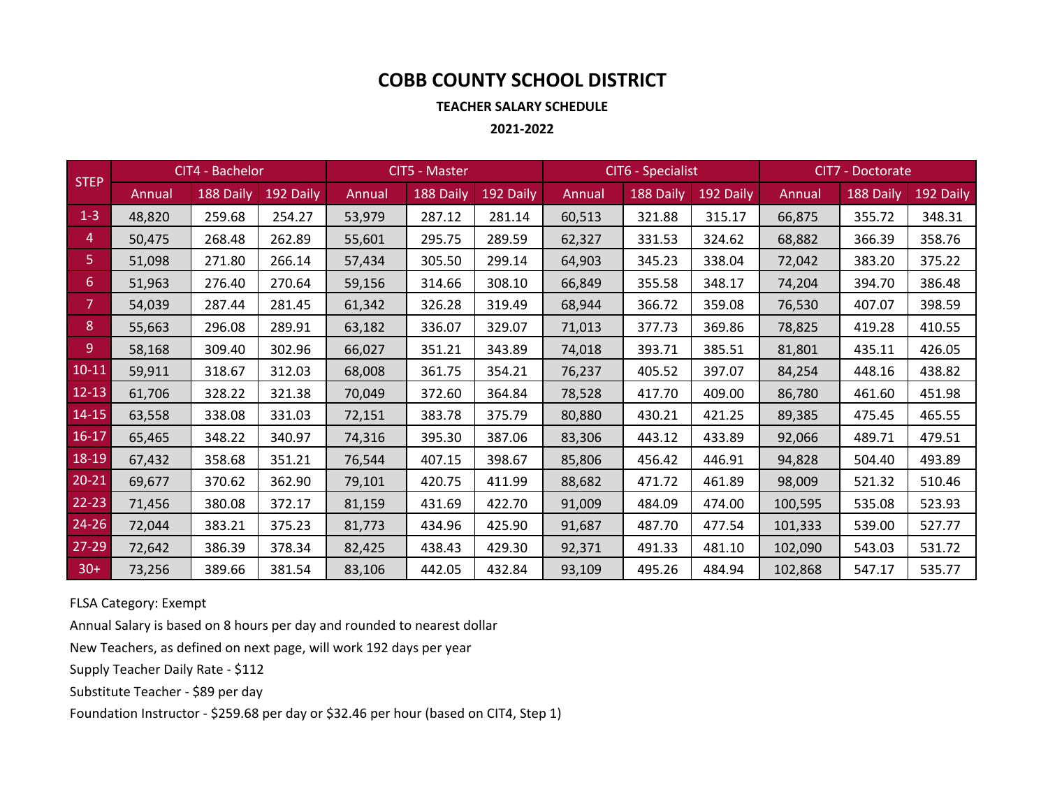# COBB COUNTY SCHOOL DISTRICT

### TEACHER SALARY SCHEDULE

### 2021-2022

| STEP | CIT4 - Bachelor | | | CIT5 - Master | | | CIT6 - Specialist | | | CIT7 - Doctorate | | |
|---|---|---|---|---|---|---|---|---|---|---|---|---|
| | Annual | 188 Daily | 192 Daily | Annual | 188 Daily | 192 Daily | Annual | 188 Daily | 192 Daily | Annual | 188 Daily | 192 Daily |
| 1-3 | 48,820 | 259.68 | 254.27 | 53,979 | 287.12 | 281.14 | 60,513 | 321.88 | 315.17 | 66,875 | 355.72 | 348.31 |
| 4 | 50,475 | 268.48 | 262.89 | 55,601 | 295.75 | 289.59 | 62,327 | 331.53 | 324.62 | 68,882 | 366.39 | 358.76 |
| 5 | 51,098 | 271.80 | 266.14 | 57,434 | 305.50 | 299.14 | 64,903 | 345.23 | 338.04 | 72,042 | 383.20 | 375.22 |
| 6 | 51,963 | 276.40 | 270.64 | 59,156 | 314.66 | 308.10 | 66,849 | 355.58 | 348.17 | 74,204 | 394.70 | 386.48 |
| 7 | 54,039 | 287.44 | 281.45 | 61,342 | 326.28 | 319.49 | 68,944 | 366.72 | 359.08 | 76,530 | 407.07 | 398.59 |
| 8 | 55,663 | 296.08 | 289.91 | 63,182 | 336.07 | 329.07 | 71,013 | 377.73 | 369.86 | 78,825 | 419.28 | 410.55 |
| 9 | 58,168 | 309.40 | 302.96 | 66,027 | 351.21 | 343.89 | 74,018 | 393.71 | 385.51 | 81,801 | 435.11 | 426.05 |
| 10-11 | 59,911 | 318.67 | 312.03 | 68,008 | 361.75 | 354.21 | 76,237 | 405.52 | 397.07 | 84,254 | 448.16 | 438.82 |
| 12-13 | 61,706 | 328.22 | 321.38 | 70,049 | 372.60 | 364.84 | 78,528 | 417.70 | 409.00 | 86,780 | 461.60 | 451.98 |
| 14-15 | 63,558 | 338.08 | 331.03 | 72,151 | 383.78 | 375.79 | 80,880 | 430.21 | 421.25 | 89,385 | 475.45 | 465.55 |
| 16-17 | 65,465 | 348.22 | 340.97 | 74,316 | 395.30 | 387.06 | 83,306 | 443.12 | 433.89 | 92,066 | 489.71 | 479.51 |
| 18-19 | 67,432 | 358.68 | 351.21 | 76,544 | 407.15 | 398.67 | 85,806 | 456.42 | 446.91 | 94,828 | 504.40 | 493.89 |
| 20-21 | 69,677 | 370.62 | 362.90 | 79,101 | 420.75 | 411.99 | 88,682 | 471.72 | 461.89 | 98,009 | 521.32 | 510.46 |
| 22-23 | 71,456 | 380.08 | 372.17 | 81,159 | 431.69 | 422.70 | 91,009 | 484.09 | 474.00 | 100,595 | 535.08 | 523.93 |
| 24-26 | 72,044 | 383.21 | 375.23 | 81,773 | 434.96 | 425.90 | 91,687 | 487.70 | 477.54 | 101,333 | 539.00 | 527.77 |
| 27-29 | 72,642 | 386.39 | 378.34 | 82,425 | 438.43 | 429.30 | 92,371 | 491.33 | 481.10 | 102,090 | 543.03 | 531.72 |
| 30+ | 73,256 | 389.66 | 381.54 | 83,106 | 442.05 | 432.84 | 93,109 | 495.26 | 484.94 | 102,868 | 547.17 | 535.77 |

FLSA Category: Exempt

Annual Salary is based on 8 hours per day and rounded to nearest dollar

New Teachers, as defined on next page, will work 192 days per year

Supply Teacher Daily Rate - $112

Substitute Teacher - $89 per day

Foundation Instructor - $259.68 per day or $32.46 per hour (based on CIT4, Step 1)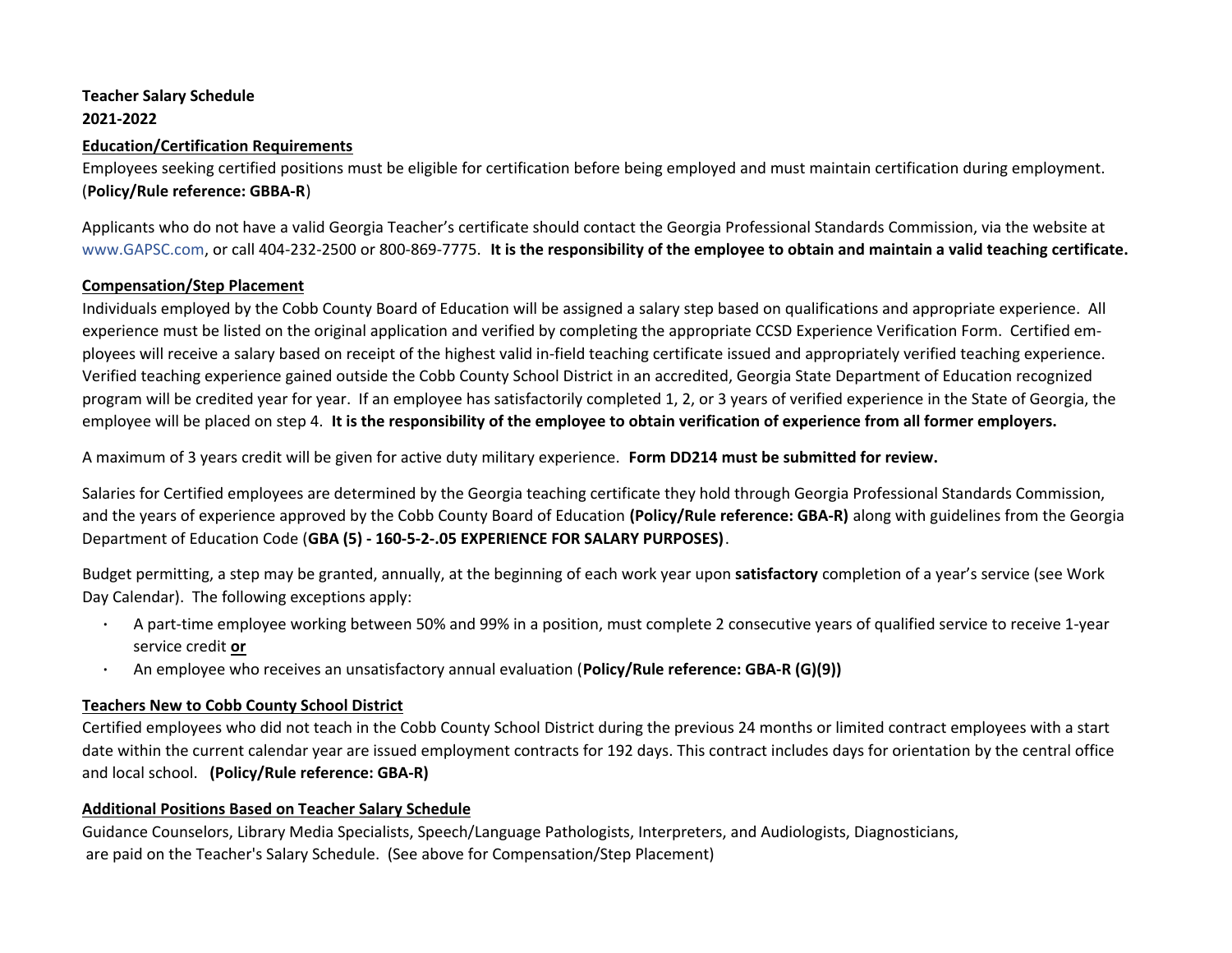**Teacher Salary Schedule**
**2021-2022**

**Education/Certification Requirements**

Employees seeking certified positions must be eligible for certification before being employed and must maintain certification during employment. (**Policy/Rule reference: GBBA-R**)

Applicants who do not have a valid Georgia Teacher's certificate should contact the Georgia Professional Standards Commission, via the website at www.GAPSC.com, or call 404-232-2500 or 800-869-7775. **It is the responsibility of the employee to obtain and maintain a valid teaching certificate.**

**Compensation/Step Placement**

Individuals employed by the Cobb County Board of Education will be assigned a salary step based on qualifications and appropriate experience. All experience must be listed on the original application and verified by completing the appropriate CCSD Experience Verification Form. Certified employees will receive a salary based on receipt of the highest valid in-field teaching certificate issued and appropriately verified teaching experience. Verified teaching experience gained outside the Cobb County School District in an accredited, Georgia State Department of Education recognized program will be credited year for year. If an employee has satisfactorily completed 1, 2, or 3 years of verified experience in the State of Georgia, the employee will be placed on step 4. **It is the responsibility of the employee to obtain verification of experience from all former employers.**

A maximum of 3 years credit will be given for active duty military experience. **Form DD214 must be submitted for review.**

Salaries for Certified employees are determined by the Georgia teaching certificate they hold through Georgia Professional Standards Commission, and the years of experience approved by the Cobb County Board of Education **(Policy/Rule reference: GBA-R)** along with guidelines from the Georgia Department of Education Code (**GBA (5) - 160-5-2-.05 EXPERIENCE FOR SALARY PURPOSES)**.

Budget permitting, a step may be granted, annually, at the beginning of each work year upon **satisfactory** completion of a year's service (see Work Day Calendar). The following exceptions apply:

- A part-time employee working between 50% and 99% in a position, must complete 2 consecutive years of qualified service to receive 1-year service credit **or**
- An employee who receives an unsatisfactory annual evaluation (**Policy/Rule reference: GBA-R (G)(9))**

**Teachers New to Cobb County School District**

Certified employees who did not teach in the Cobb County School District during the previous 24 months or limited contract employees with a start date within the current calendar year are issued employment contracts for 192 days. This contract includes days for orientation by the central office and local school. **(Policy/Rule reference: GBA-R)**

**Additional Positions Based on Teacher Salary Schedule**

Guidance Counselors, Library Media Specialists, Speech/Language Pathologists, Interpreters, and Audiologists, Diagnosticians, are paid on the Teacher's Salary Schedule. (See above for Compensation/Step Placement)